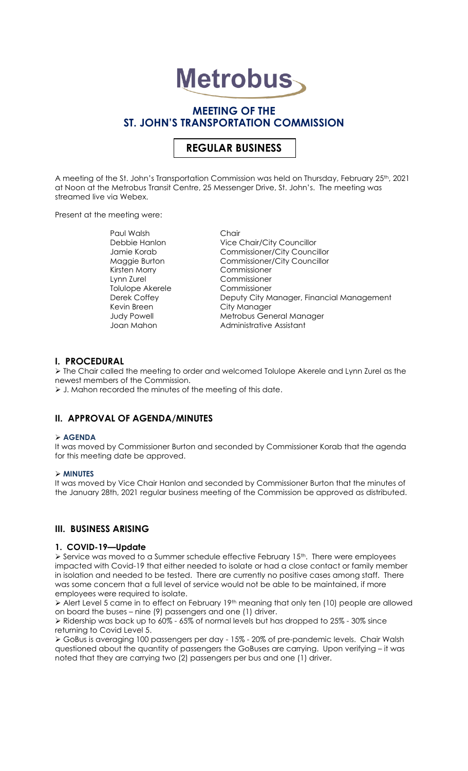# Metrobus

## MEETING OF THE ST. JOHN'S TRANSPORTATION COMMISSION

### REGULAR BUSINESS

A meeting of the St. John's Transportation Commission was held on Thursday, February 25th, 2021 at Noon at the Metrobus Transit Centre, 25 Messenger Drive, St. John's. The meeting was streamed live via Webex.

Present at the meeting were:

| | |
|---|---|
| Paul Walsh | Chair |
| Debbie Hanlon | Vice Chair/City Councillor |
| Jamie Korab | Commissioner/City Councillor |
| Maggie Burton | Commissioner/City Councillor |
| Kirsten Morry | Commissioner |
| Lynn Zurel | Commissioner |
| Tolulope Akerele | Commissioner |
| Derek Coffey | Deputy City Manager, Financial Management |
| Kevin Breen | City Manager |
| Judy Powell | Metrobus General Manager |
| Joan Mahon | Administrative Assistant |

## I. PROCEDURAL

- The Chair called the meeting to order and welcomed Tolulope Akerele and Lynn Zurel as the newest members of the Commission.
- J. Mahon recorded the minutes of the meeting of this date.

## II. APPROVAL OF AGENDA/MINUTES

- **AGENDA**

It was moved by Commissioner Burton and seconded by Commissioner Korab that the agenda for this meeting date be approved.

- **MINUTES**

It was moved by Vice Chair Hanlon and seconded by Commissioner Burton that the minutes of the January 28th, 2021 regular business meeting of the Commission be approved as distributed.

## III. BUSINESS ARISING

### 1. COVID-19—Update

- Service was moved to a Summer schedule effective February 15th. There were employees impacted with Covid-19 that either needed to isolate or had a close contact or family member in isolation and needed to be tested. There are currently no positive cases among staff. There was some concern that a full level of service would not be able to be maintained, if more employees were required to isolate.
- Alert Level 5 came in to effect on February 19th meaning that only ten (10) people are allowed on board the buses – nine (9) passengers and one (1) driver.
- Ridership was back up to 60% - 65% of normal levels but has dropped to 25% - 30% since returning to Covid Level 5.
- GoBus is averaging 100 passengers per day - 15% - 20% of pre-pandemic levels. Chair Walsh questioned about the quantity of passengers the GoBuses are carrying. Upon verifying – it was noted that they are carrying two (2) passengers per bus and one (1) driver.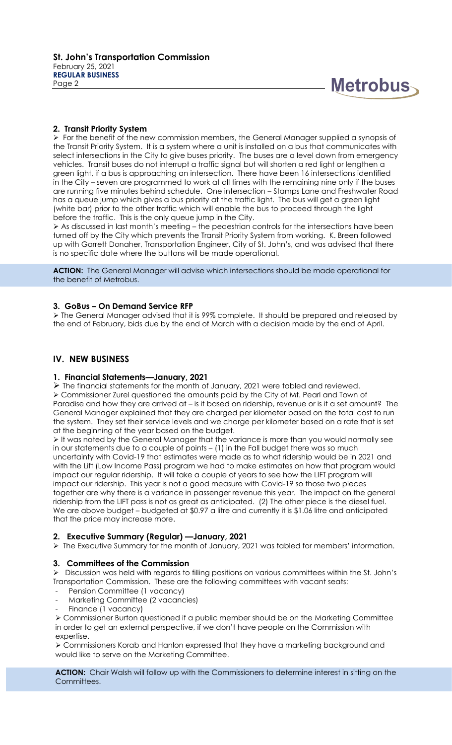## 2. Transit Priority System

➢ For the benefit of the new commission members, the General Manager supplied a synopsis of the Transit Priority System. It is a system where a unit is installed on a bus that communicates with select intersections in the City to give buses priority. The buses are a level down from emergency vehicles. Transit buses do not interrupt a traffic signal but will shorten a red light or lengthen a green light, if a bus is approaching an intersection. There have been 16 intersections identified in the City – seven are programmed to work at all times with the remaining nine only if the buses are running five minutes behind schedule. One intersection – Stamps Lane and Freshwater Road has a queue jump which gives a bus priority at the traffic light. The bus will get a green light (white bar) prior to the other traffic which will enable the bus to proceed through the light before the traffic. This is the only queue jump in the City.

➢ As discussed in last month's meeting – the pedestrian controls for the intersections have been turned off by the City which prevents the Transit Priority System from working. K. Breen followed up with Garrett Donaher, Transportation Engineer, City of St. John's, and was advised that there is no specific date where the buttons will be made operational.

**ACTION:** The General Manager will advise which intersections should be made operational for the benefit of Metrobus.

## 3. GoBus – On Demand Service RFP

➢ The General Manager advised that it is 99% complete. It should be prepared and released by the end of February, bids due by the end of March with a decision made by the end of April.

# IV. NEW BUSINESS

## 1. Financial Statements—January, 2021

➢ The financial statements for the month of January, 2021 were tabled and reviewed.

➢ Commissioner Zurel questioned the amounts paid by the City of Mt. Pearl and Town of Paradise and how they are arrived at – is it based on ridership, revenue or is it a set amount? The General Manager explained that they are charged per kilometer based on the total cost to run the system. They set their service levels and we charge per kilometer based on a rate that is set at the beginning of the year based on the budget.

➢ It was noted by the General Manager that the variance is more than you would normally see in our statements due to a couple of points – (1) in the Fall budget there was so much uncertainty with Covid-19 that estimates were made as to what ridership would be in 2021 and with the Lift (Low Income Pass) program we had to make estimates on how that program would impact our regular ridership. It will take a couple of years to see how the LIFT program will impact our ridership. This year is not a good measure with Covid-19 so those two pieces together are why there is a variance in passenger revenue this year. The impact on the general ridership from the LIFT pass is not as great as anticipated. (2) The other piece is the diesel fuel. We are above budget – budgeted at $0.97 a litre and currently it is $1.06 litre and anticipated that the price may increase more.

## 2. Executive Summary (Regular) —January, 2021

➢ The Executive Summary for the month of January, 2021 was tabled for members' information.

## 3. Committees of the Commission

➢ Discussion was held with regards to filling positions on various committees within the St. John's Transportation Commission. These are the following committees with vacant seats:

- Pension Committee (1 vacancy)
- Marketing Committee (2 vacancies)
- Finance (1 vacancy)

➢ Commissioner Burton questioned if a public member should be on the Marketing Committee in order to get an external perspective, if we don't have people on the Commission with expertise.

➢ Commissioners Korab and Hanlon expressed that they have a marketing background and would like to serve on the Marketing Committee.

**ACTION:** Chair Walsh will follow up with the Commissioners to determine interest in sitting on the Committees.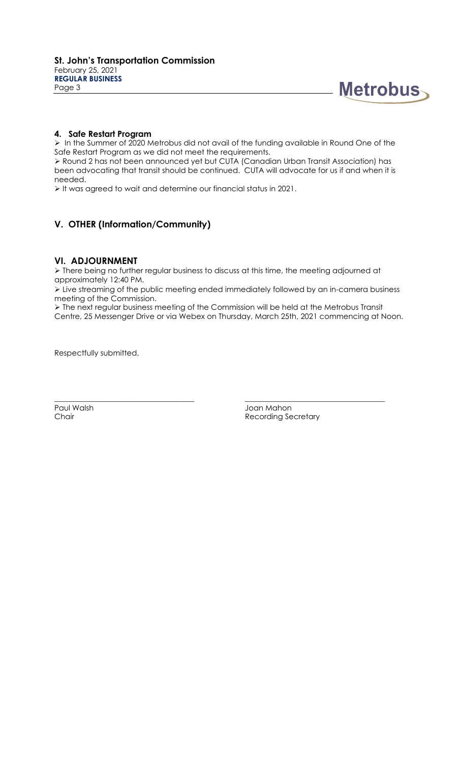### 4. Safe Restart Program

- In the Summer of 2020 Metrobus did not avail of the funding available in Round One of the Safe Restart Program as we did not meet the requirements.
- Round 2 has not been announced yet but CUTA (Canadian Urban Transit Association) has been advocating that transit should be continued. CUTA will advocate for us if and when it is needed.
- It was agreed to wait and determine our financial status in 2021.

## V. OTHER (Information/Community)

## VI. ADJOURNMENT

- There being no further regular business to discuss at this time, the meeting adjourned at approximately 12:40 PM.
- Live streaming of the public meeting ended immediately followed by an in-camera business meeting of the Commission.
- The next regular business meeting of the Commission will be held at the Metrobus Transit Centre, 25 Messenger Drive or via Webex on Thursday, March 25th, 2021 commencing at Noon.

Respectfully submitted,

| | |
|---|---|
| \_\_\_\_\_\_\_\_\_\_\_\_\_\_\_\_\_\_\_\_\_\_\_\_\_\_\_\_\_\_ | \_\_\_\_\_\_\_\_\_\_\_\_\_\_\_\_\_\_\_\_\_\_\_\_\_\_\_\_\_\_ |
| Paul Walsh | Joan Mahon |
| Chair | Recording Secretary |